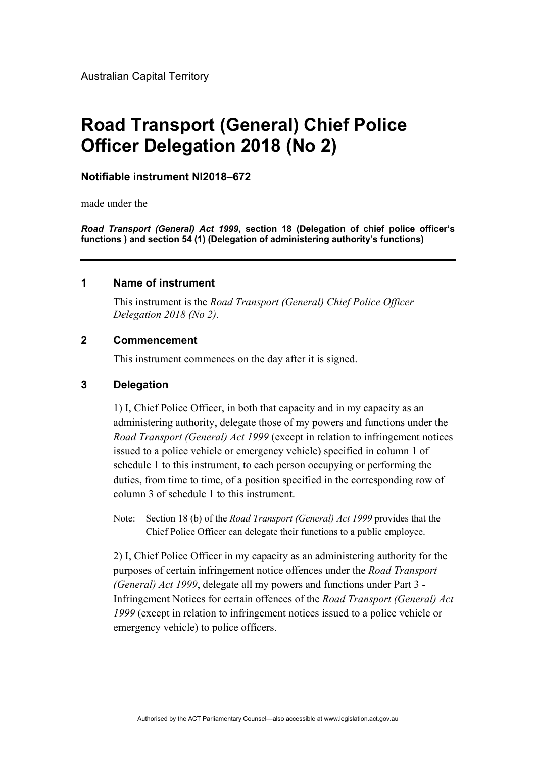Australian Capital Territory

# Road Transport (General) Chief Police Officer Delegation 2018 (No 2)

**Notifiable instrument NI2018–672**

made under the

***Road Transport (General) Act 1999*, section 18 (Delegation of chief police officer's functions ) and section 54 (1) (Delegation of administering authority's functions)**

---

## 1 Name of instrument

This instrument is the *Road Transport (General) Chief Police Officer Delegation 2018 (No 2)*.

## 2 Commencement

This instrument commences on the day after it is signed.

## 3 Delegation

1) I, Chief Police Officer, in both that capacity and in my capacity as an administering authority, delegate those of my powers and functions under the *Road Transport (General) Act 1999* (except in relation to infringement notices issued to a police vehicle or emergency vehicle) specified in column 1 of schedule 1 to this instrument, to each person occupying or performing the duties, from time to time, of a position specified in the corresponding row of column 3 of schedule 1 to this instrument.

Note: Section 18 (b) of the *Road Transport (General) Act 1999* provides that the Chief Police Officer can delegate their functions to a public employee.

2) I, Chief Police Officer in my capacity as an administering authority for the purposes of certain infringement notice offences under the *Road Transport (General) Act 1999*, delegate all my powers and functions under Part 3 - Infringement Notices for certain offences of the *Road Transport (General) Act 1999* (except in relation to infringement notices issued to a police vehicle or emergency vehicle) to police officers.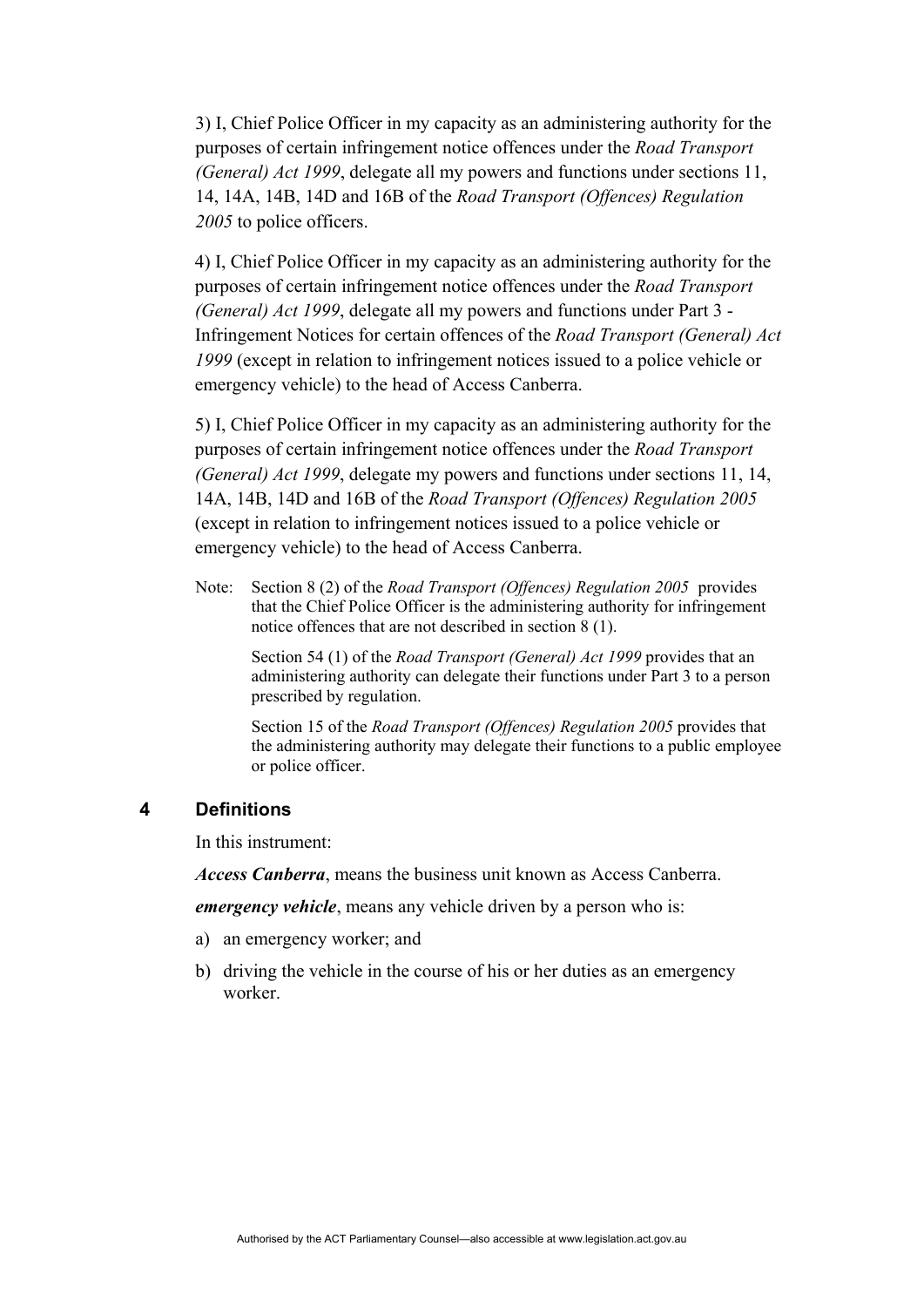3) I, Chief Police Officer in my capacity as an administering authority for the purposes of certain infringement notice offences under the *Road Transport (General) Act 1999*, delegate all my powers and functions under sections 11, 14, 14A, 14B, 14D and 16B of the *Road Transport (Offences) Regulation 2005* to police officers.

4) I, Chief Police Officer in my capacity as an administering authority for the purposes of certain infringement notice offences under the *Road Transport (General) Act 1999*, delegate all my powers and functions under Part 3 - Infringement Notices for certain offences of the *Road Transport (General) Act 1999* (except in relation to infringement notices issued to a police vehicle or emergency vehicle) to the head of Access Canberra.

5) I, Chief Police Officer in my capacity as an administering authority for the purposes of certain infringement notice offences under the *Road Transport (General) Act 1999*, delegate my powers and functions under sections 11, 14, 14A, 14B, 14D and 16B of the *Road Transport (Offences) Regulation 2005* (except in relation to infringement notices issued to a police vehicle or emergency vehicle) to the head of Access Canberra.

Note: Section 8 (2) of the *Road Transport (Offences) Regulation 2005* provides that the Chief Police Officer is the administering authority for infringement notice offences that are not described in section 8 (1).

Section 54 (1) of the *Road Transport (General) Act 1999* provides that an administering authority can delegate their functions under Part 3 to a person prescribed by regulation.

Section 15 of the *Road Transport (Offences) Regulation 2005* provides that the administering authority may delegate their functions to a public employee or police officer.

## 4 Definitions

In this instrument:

***Access Canberra***, means the business unit known as Access Canberra.

***emergency vehicle***, means any vehicle driven by a person who is:

a) an emergency worker; and

b) driving the vehicle in the course of his or her duties as an emergency worker.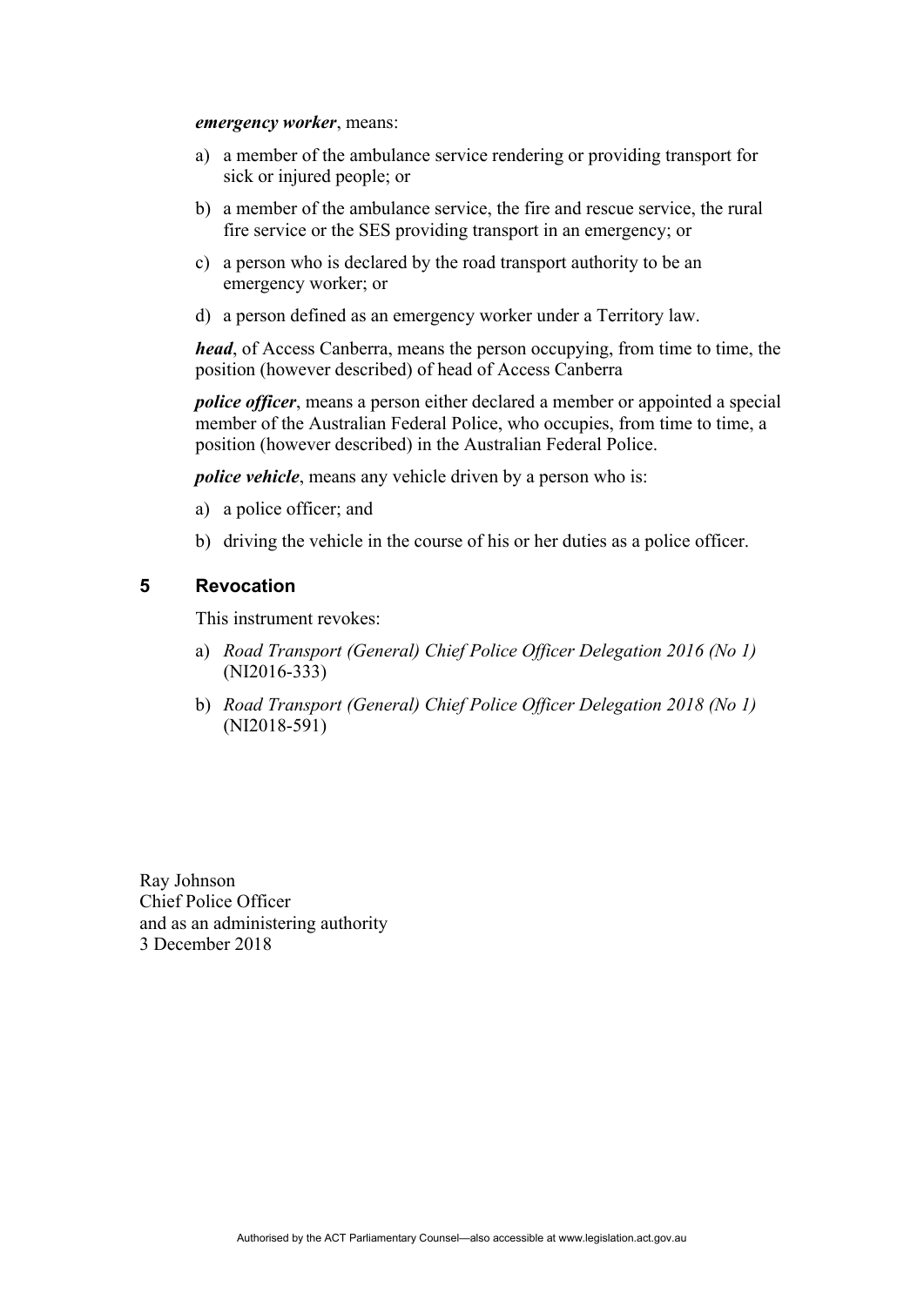***emergency worker***, means:

a) a member of the ambulance service rendering or providing transport for sick or injured people; or

b) a member of the ambulance service, the fire and rescue service, the rural fire service or the SES providing transport in an emergency; or

c) a person who is declared by the road transport authority to be an emergency worker; or

d) a person defined as an emergency worker under a Territory law.

***head***, of Access Canberra, means the person occupying, from time to time, the position (however described) of head of Access Canberra

***police officer***, means a person either declared a member or appointed a special member of the Australian Federal Police, who occupies, from time to time, a position (however described) in the Australian Federal Police.

***police vehicle***, means any vehicle driven by a person who is:

a) a police officer; and

b) driving the vehicle in the course of his or her duties as a police officer.

## 5 Revocation

This instrument revokes:

a) *Road Transport (General) Chief Police Officer Delegation 2016 (No 1)* (NI2016-333)

b) *Road Transport (General) Chief Police Officer Delegation 2018 (No 1)* (NI2018-591)

Ray Johnson
Chief Police Officer
and as an administering authority
3 December 2018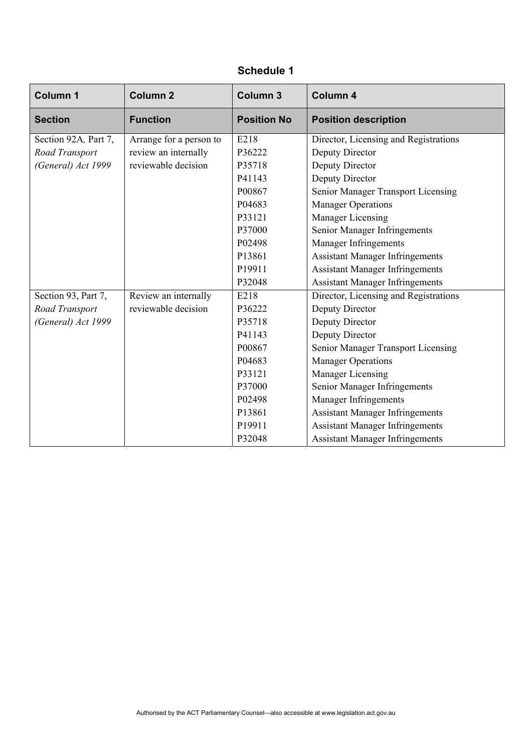## Schedule 1

| Column 1 | Column 2 | Column 3 | Column 4 |
|---|---|---|---|
| **Section** | **Function** | **Position No** | **Position description** |
| Section 92A, Part 7, *Road Transport (General) Act 1999* | Arrange for a person to review an internally reviewable decision | E218 | Director, Licensing and Registrations |
| | | P36222 | Deputy Director |
| | | P35718 | Deputy Director |
| | | P41143 | Deputy Director |
| | | P00867 | Senior Manager Transport Licensing |
| | | P04683 | Manager Operations |
| | | P33121 | Manager Licensing |
| | | P37000 | Senior Manager Infringements |
| | | P02498 | Manager Infringements |
| | | P13861 | Assistant Manager Infringements |
| | | P19911 | Assistant Manager Infringements |
| | | P32048 | Assistant Manager Infringements |
| Section 93, Part 7, *Road Transport (General) Act 1999* | Review an internally reviewable decision | E218 | Director, Licensing and Registrations |
| | | P36222 | Deputy Director |
| | | P35718 | Deputy Director |
| | | P41143 | Deputy Director |
| | | P00867 | Senior Manager Transport Licensing |
| | | P04683 | Manager Operations |
| | | P33121 | Manager Licensing |
| | | P37000 | Senior Manager Infringements |
| | | P02498 | Manager Infringements |
| | | P13861 | Assistant Manager Infringements |
| | | P19911 | Assistant Manager Infringements |
| | | P32048 | Assistant Manager Infringements |